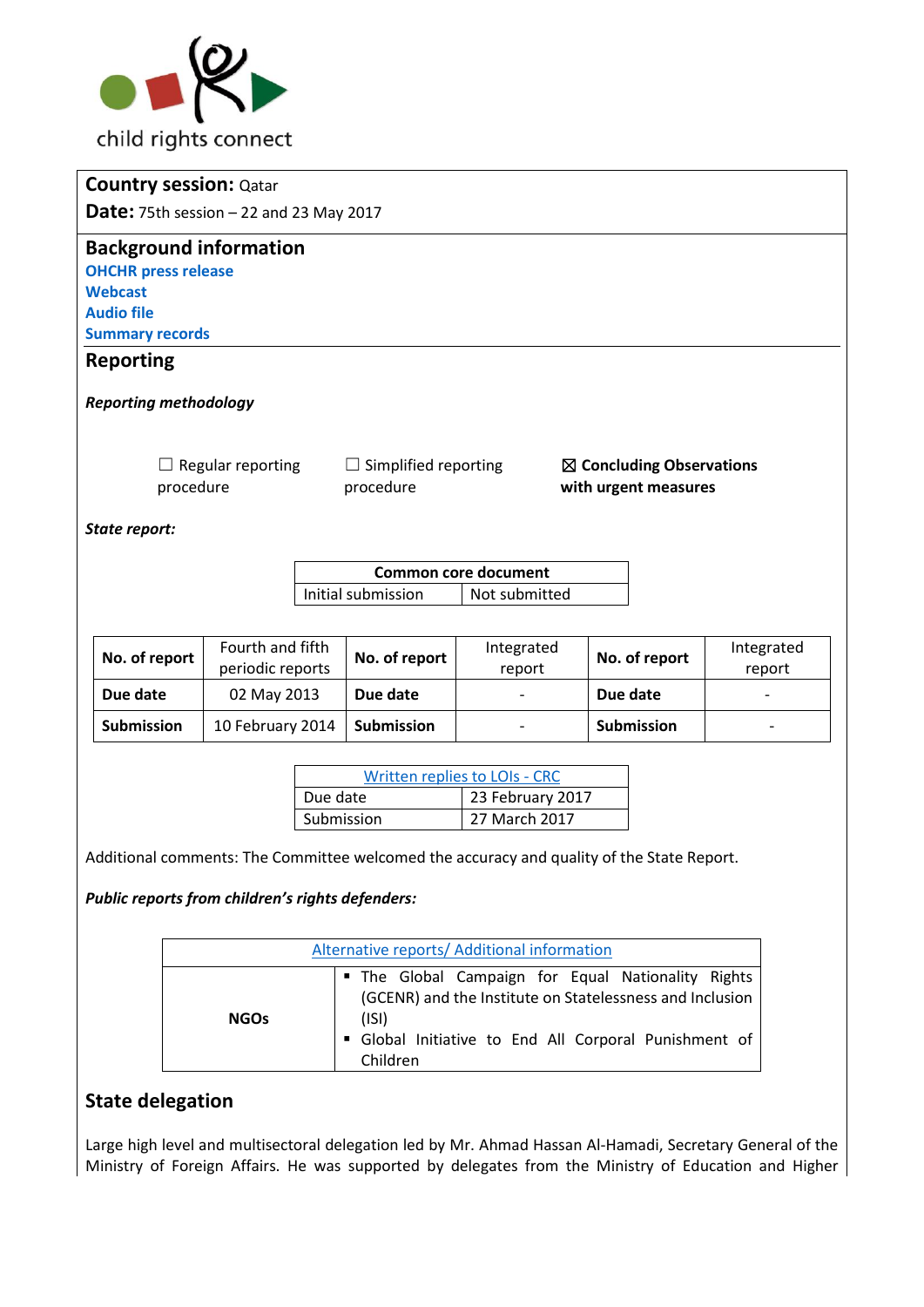child rights connect

**Country session:** Qatar

**Date:** 75th session – 22 and 23 May 2017

## Background information

**OHCHR press release**

**Webcast**

**Audio file**

**Summary records**

## Reporting

***Reporting methodology***

☐ Regular reporting procedure ☐ Simplified reporting procedure ☒ **Concluding Observations with urgent measures**

***State report:***

| Common core document | |
|---|---|
| Initial submission | Not submitted |

| **No. of report** | Fourth and fifth periodic reports | **No. of report** | Integrated report | **No. of report** | Integrated report |
|---|---|---|---|---|---|
| **Due date** | 02 May 2013 | **Due date** | - | **Due date** | - |
| **Submission** | 10 February 2014 | **Submission** | - | **Submission** | - |

| Written replies to LOIs - CRC | |
|---|---|
| Due date | 23 February 2017 |
| Submission | 27 March 2017 |

Additional comments: The Committee welcomed the accuracy and quality of the State Report.

***Public reports from children's rights defenders:***

| Alternative reports/ Additional information | |
|---|---|
| **NGOs** | ▪ The Global Campaign for Equal Nationality Rights (GCENR) and the Institute on Statelessness and Inclusion (ISI)<br>▪ Global Initiative to End All Corporal Punishment of Children |

## State delegation

Large high level and multisectoral delegation led by Mr. Ahmad Hassan Al-Hamadi, Secretary General of the Ministry of Foreign Affairs. He was supported by delegates from the Ministry of Education and Higher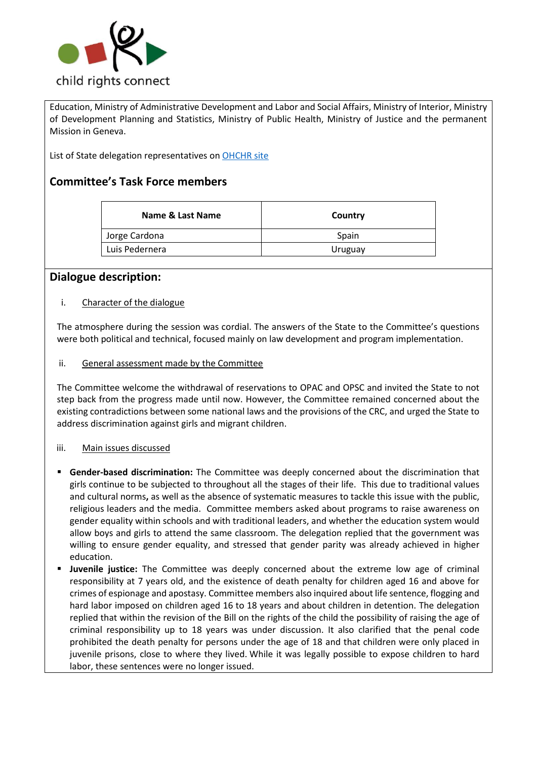Education, Ministry of Administrative Development and Labor and Social Affairs, Ministry of Interior, Ministry of Development Planning and Statistics, Ministry of Public Health, Ministry of Justice and the permanent Mission in Geneva.

List of State delegation representatives on OHCHR site

## Committee's Task Force members

| Name & Last Name | Country |
|---|---|
| Jorge Cardona | Spain |
| Luis Pedernera | Uruguay |

## Dialogue description:

i. Character of the dialogue

The atmosphere during the session was cordial. The answers of the State to the Committee's questions were both political and technical, focused mainly on law development and program implementation.

ii. General assessment made by the Committee

The Committee welcome the withdrawal of reservations to OPAC and OPSC and invited the State to not step back from the progress made until now. However, the Committee remained concerned about the existing contradictions between some national laws and the provisions of the CRC, and urged the State to address discrimination against girls and migrant children.

iii. Main issues discussed

- **Gender-based discrimination:** The Committee was deeply concerned about the discrimination that girls continue to be subjected to throughout all the stages of their life. This due to traditional values and cultural norms**,** as well as the absence of systematic measures to tackle this issue with the public, religious leaders and the media. Committee members asked about programs to raise awareness on gender equality within schools and with traditional leaders, and whether the education system would allow boys and girls to attend the same classroom. The delegation replied that the government was willing to ensure gender equality, and stressed that gender parity was already achieved in higher education.
- **Juvenile justice:** The Committee was deeply concerned about the extreme low age of criminal responsibility at 7 years old, and the existence of death penalty for children aged 16 and above for crimes of espionage and apostasy. Committee members also inquired about life sentence, flogging and hard labor imposed on children aged 16 to 18 years and about children in detention. The delegation replied that within the revision of the Bill on the rights of the child the possibility of raising the age of criminal responsibility up to 18 years was under discussion. It also clarified that the penal code prohibited the death penalty for persons under the age of 18 and that children were only placed in juvenile prisons, close to where they lived. While it was legally possible to expose children to hard labor, these sentences were no longer issued.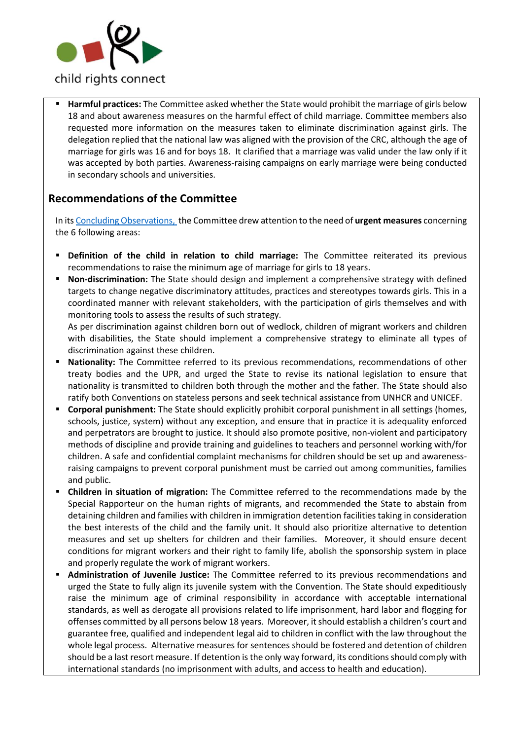- **Harmful practices:** The Committee asked whether the State would prohibit the marriage of girls below 18 and about awareness measures on the harmful effect of child marriage. Committee members also requested more information on the measures taken to eliminate discrimination against girls. The delegation replied that the national law was aligned with the provision of the CRC, although the age of marriage for girls was 16 and for boys 18. It clarified that a marriage was valid under the law only if it was accepted by both parties. Awareness-raising campaigns on early marriage were being conducted in secondary schools and universities.

## Recommendations of the Committee

In its Concluding Observations, the Committee drew attention to the need of **urgent measures** concerning the 6 following areas:

- **Definition of the child in relation to child marriage:** The Committee reiterated its previous recommendations to raise the minimum age of marriage for girls to 18 years.
- **Non-discrimination:** The State should design and implement a comprehensive strategy with defined targets to change negative discriminatory attitudes, practices and stereotypes towards girls. This in a coordinated manner with relevant stakeholders, with the participation of girls themselves and with monitoring tools to assess the results of such strategy.
  As per discrimination against children born out of wedlock, children of migrant workers and children with disabilities, the State should implement a comprehensive strategy to eliminate all types of discrimination against these children.
- **Nationality:** The Committee referred to its previous recommendations, recommendations of other treaty bodies and the UPR, and urged the State to revise its national legislation to ensure that nationality is transmitted to children both through the mother and the father. The State should also ratify both Conventions on stateless persons and seek technical assistance from UNHCR and UNICEF.
- **Corporal punishment:** The State should explicitly prohibit corporal punishment in all settings (homes, schools, justice, system) without any exception, and ensure that in practice it is adequality enforced and perpetrators are brought to justice. It should also promote positive, non-violent and participatory methods of discipline and provide training and guidelines to teachers and personnel working with/for children. A safe and confidential complaint mechanisms for children should be set up and awareness-raising campaigns to prevent corporal punishment must be carried out among communities, families and public.
- **Children in situation of migration:** The Committee referred to the recommendations made by the Special Rapporteur on the human rights of migrants, and recommended the State to abstain from detaining children and families with children in immigration detention facilities taking in consideration the best interests of the child and the family unit. It should also prioritize alternative to detention measures and set up shelters for children and their families. Moreover, it should ensure decent conditions for migrant workers and their right to family life, abolish the sponsorship system in place and properly regulate the work of migrant workers.
- **Administration of Juvenile Justice:** The Committee referred to its previous recommendations and urged the State to fully align its juvenile system with the Convention. The State should expeditiously raise the minimum age of criminal responsibility in accordance with acceptable international standards, as well as derogate all provisions related to life imprisonment, hard labor and flogging for offenses committed by all persons below 18 years. Moreover, it should establish a children's court and guarantee free, qualified and independent legal aid to children in conflict with the law throughout the whole legal process. Alternative measures for sentences should be fostered and detention of children should be a last resort measure. If detention is the only way forward, its conditions should comply with international standards (no imprisonment with adults, and access to health and education).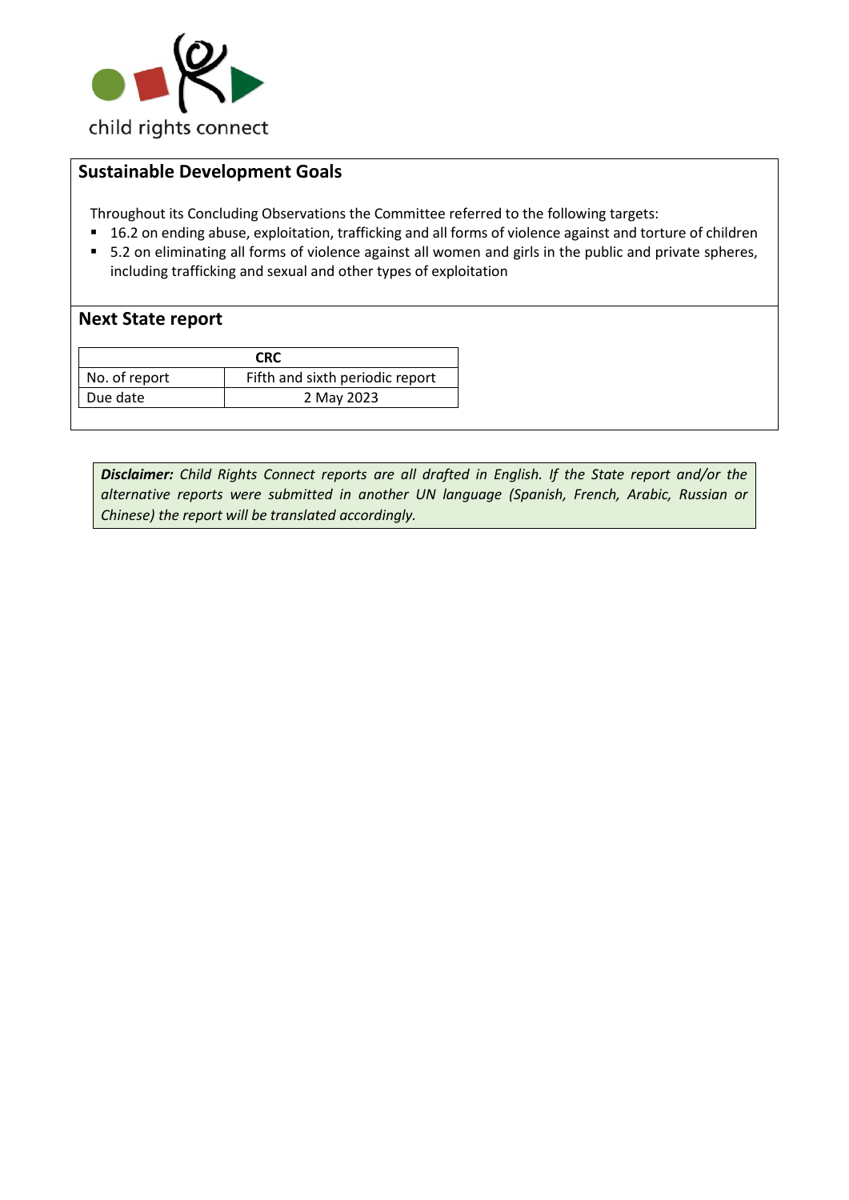## Sustainable Development Goals

Throughout its Concluding Observations the Committee referred to the following targets:

- 16.2 on ending abuse, exploitation, trafficking and all forms of violence against and torture of children
- 5.2 on eliminating all forms of violence against all women and girls in the public and private spheres, including trafficking and sexual and other types of exploitation

## Next State report

| CRC | |
|---|---|
| No. of report | Fifth and sixth periodic report |
| Due date | 2 May 2023 |

***Disclaimer:*** *Child Rights Connect reports are all drafted in English. If the State report and/or the alternative reports were submitted in another UN language (Spanish, French, Arabic, Russian or Chinese) the report will be translated accordingly.*